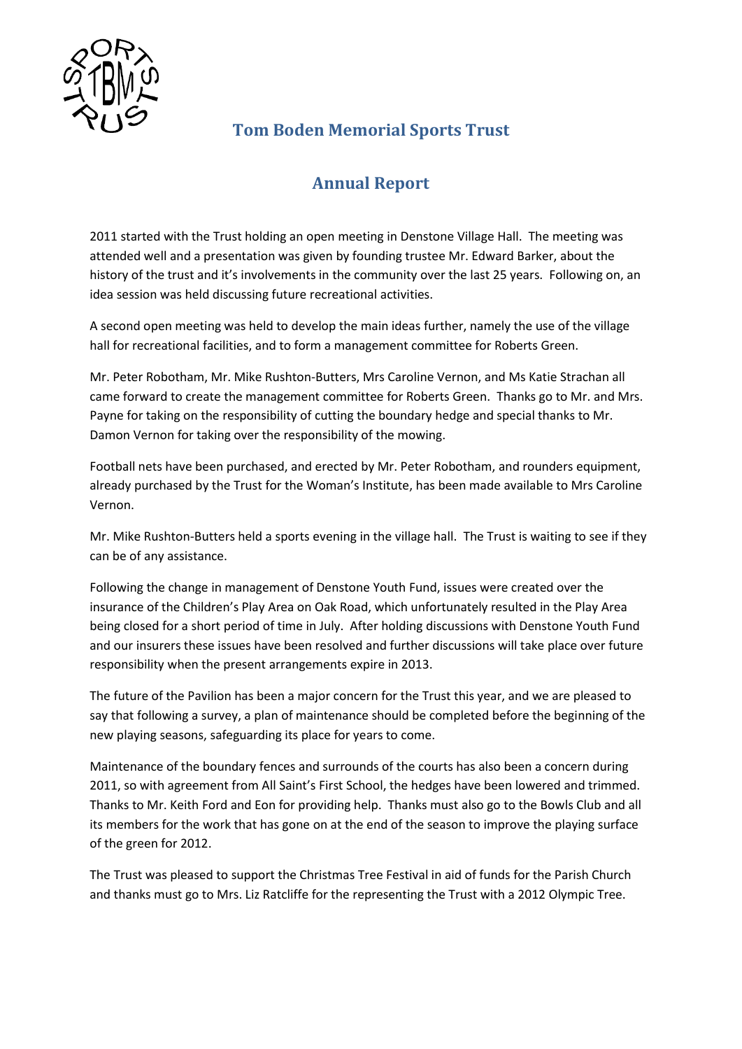# Tom Boden Memorial Sports Trust

## Annual Report

2011 started with the Trust holding an open meeting in Denstone Village Hall. The meeting was attended well and a presentation was given by founding trustee Mr. Edward Barker, about the history of the trust and it's involvements in the community over the last 25 years. Following on, an idea session was held discussing future recreational activities.

A second open meeting was held to develop the main ideas further, namely the use of the village hall for recreational facilities, and to form a management committee for Roberts Green.

Mr. Peter Robotham, Mr. Mike Rushton-Butters, Mrs Caroline Vernon, and Ms Katie Strachan all came forward to create the management committee for Roberts Green. Thanks go to Mr. and Mrs. Payne for taking on the responsibility of cutting the boundary hedge and special thanks to Mr. Damon Vernon for taking over the responsibility of the mowing.

Football nets have been purchased, and erected by Mr. Peter Robotham, and rounders equipment, already purchased by the Trust for the Woman's Institute, has been made available to Mrs Caroline Vernon.

Mr. Mike Rushton-Butters held a sports evening in the village hall. The Trust is waiting to see if they can be of any assistance.

Following the change in management of Denstone Youth Fund, issues were created over the insurance of the Children's Play Area on Oak Road, which unfortunately resulted in the Play Area being closed for a short period of time in July. After holding discussions with Denstone Youth Fund and our insurers these issues have been resolved and further discussions will take place over future responsibility when the present arrangements expire in 2013.

The future of the Pavilion has been a major concern for the Trust this year, and we are pleased to say that following a survey, a plan of maintenance should be completed before the beginning of the new playing seasons, safeguarding its place for years to come.

Maintenance of the boundary fences and surrounds of the courts has also been a concern during 2011, so with agreement from All Saint's First School, the hedges have been lowered and trimmed. Thanks to Mr. Keith Ford and Eon for providing help. Thanks must also go to the Bowls Club and all its members for the work that has gone on at the end of the season to improve the playing surface of the green for 2012.

The Trust was pleased to support the Christmas Tree Festival in aid of funds for the Parish Church and thanks must go to Mrs. Liz Ratcliffe for the representing the Trust with a 2012 Olympic Tree.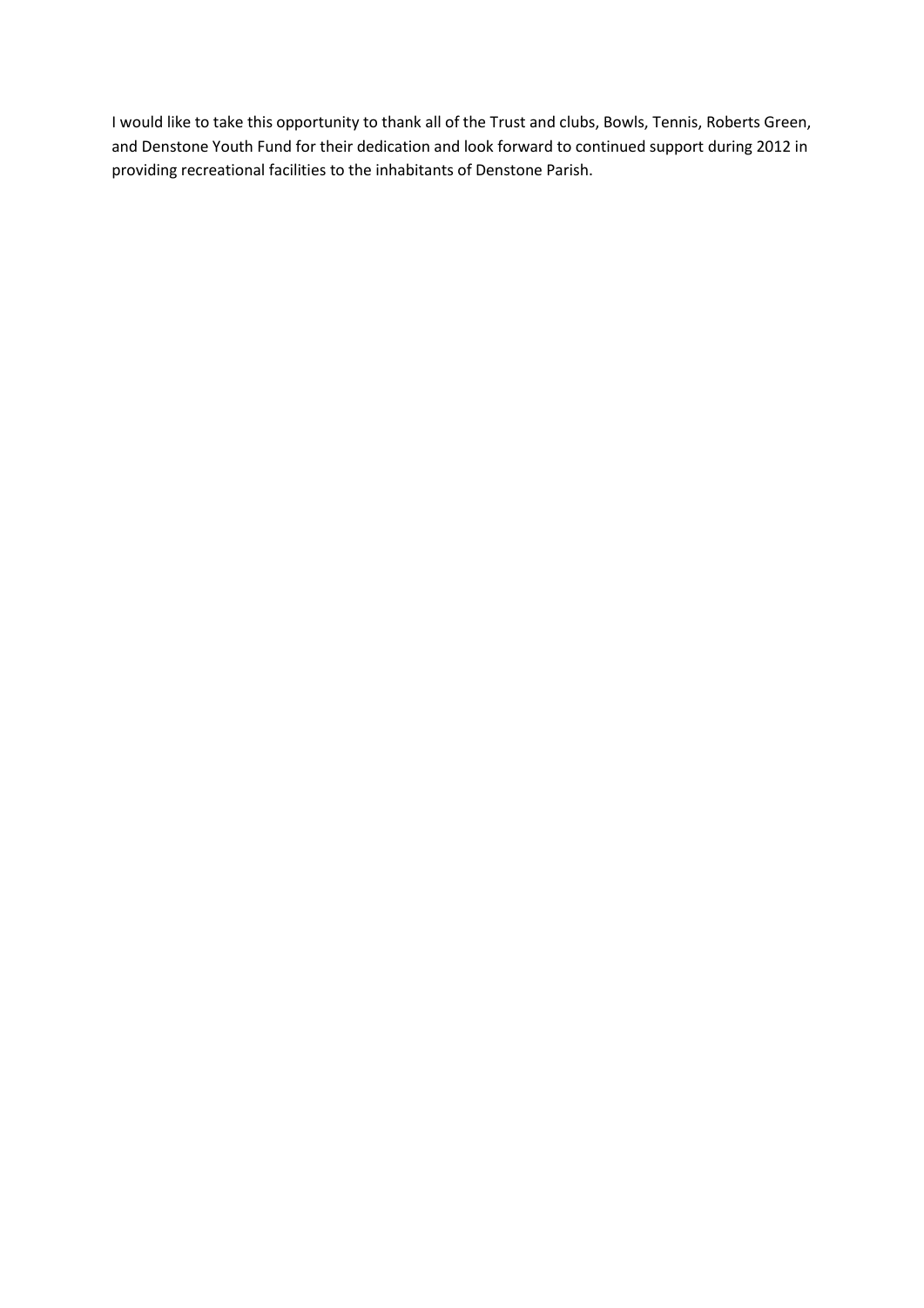I would like to take this opportunity to thank all of the Trust and clubs, Bowls, Tennis, Roberts Green, and Denstone Youth Fund for their dedication and look forward to continued support during 2012 in providing recreational facilities to the inhabitants of Denstone Parish.